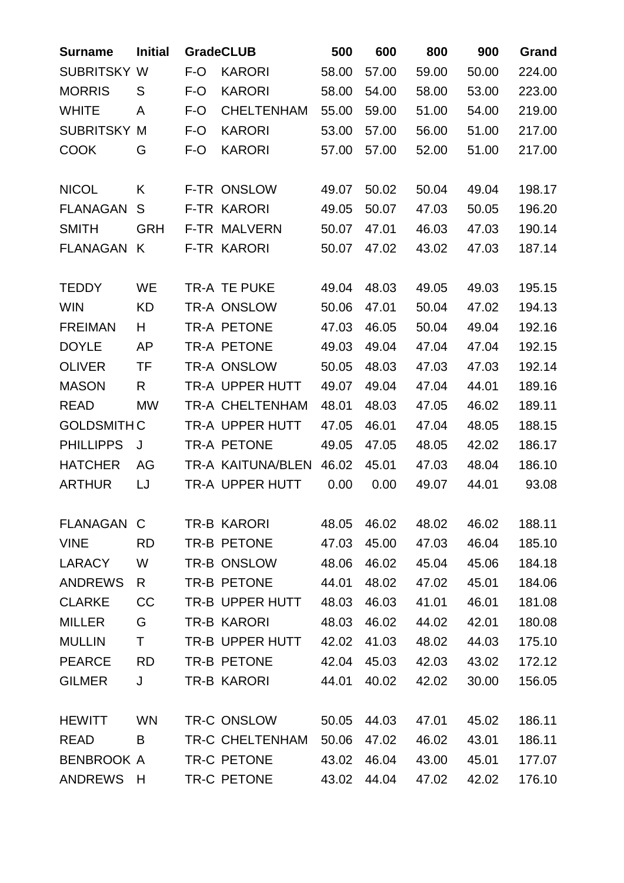| Surname | Initial | Grade | CLUB | 500 | 600 | 800 | 900 | Grand |
|---|---|---|---|---|---|---|---|---|
| SUBRITSKY | W | F-O | KARORI | 58.00 | 57.00 | 59.00 | 50.00 | 224.00 |
| MORRIS | S | F-O | KARORI | 58.00 | 54.00 | 58.00 | 53.00 | 223.00 |
| WHITE | A | F-O | CHELTENHAM | 55.00 | 59.00 | 51.00 | 54.00 | 219.00 |
| SUBRITSKY | M | F-O | KARORI | 53.00 | 57.00 | 56.00 | 51.00 | 217.00 |
| COOK | G | F-O | KARORI | 57.00 | 57.00 | 52.00 | 51.00 | 217.00 |
| | | | | | | | | |
| NICOL | K | F-TR | ONSLOW | 49.07 | 50.02 | 50.04 | 49.04 | 198.17 |
| FLANAGAN | S | F-TR | KARORI | 49.05 | 50.07 | 47.03 | 50.05 | 196.20 |
| SMITH | GRH | F-TR | MALVERN | 50.07 | 47.01 | 46.03 | 47.03 | 190.14 |
| FLANAGAN | K | F-TR | KARORI | 50.07 | 47.02 | 43.02 | 47.03 | 187.14 |
| | | | | | | | | |
| TEDDY | WE | TR-A | TE PUKE | 49.04 | 48.03 | 49.05 | 49.03 | 195.15 |
| WIN | KD | TR-A | ONSLOW | 50.06 | 47.01 | 50.04 | 47.02 | 194.13 |
| FREIMAN | H | TR-A | PETONE | 47.03 | 46.05 | 50.04 | 49.04 | 192.16 |
| DOYLE | AP | TR-A | PETONE | 49.03 | 49.04 | 47.04 | 47.04 | 192.15 |
| OLIVER | TF | TR-A | ONSLOW | 50.05 | 48.03 | 47.03 | 47.03 | 192.14 |
| MASON | R | TR-A | UPPER HUTT | 49.07 | 49.04 | 47.04 | 44.01 | 189.16 |
| READ | MW | TR-A | CHELTENHAM | 48.01 | 48.03 | 47.05 | 46.02 | 189.11 |
| GOLDSMITH | C | TR-A | UPPER HUTT | 47.05 | 46.01 | 47.04 | 48.05 | 188.15 |
| PHILLIPPS | J | TR-A | PETONE | 49.05 | 47.05 | 48.05 | 42.02 | 186.17 |
| HATCHER | AG | TR-A | KAITUNA/BLEN | 46.02 | 45.01 | 47.03 | 48.04 | 186.10 |
| ARTHUR | LJ | TR-A | UPPER HUTT | 0.00 | 0.00 | 49.07 | 44.01 | 93.08 |
| | | | | | | | | |
| FLANAGAN | C | TR-B | KARORI | 48.05 | 46.02 | 48.02 | 46.02 | 188.11 |
| VINE | RD | TR-B | PETONE | 47.03 | 45.00 | 47.03 | 46.04 | 185.10 |
| LARACY | W | TR-B | ONSLOW | 48.06 | 46.02 | 45.04 | 45.06 | 184.18 |
| ANDREWS | R | TR-B | PETONE | 44.01 | 48.02 | 47.02 | 45.01 | 184.06 |
| CLARKE | CC | TR-B | UPPER HUTT | 48.03 | 46.03 | 41.01 | 46.01 | 181.08 |
| MILLER | G | TR-B | KARORI | 48.03 | 46.02 | 44.02 | 42.01 | 180.08 |
| MULLIN | T | TR-B | UPPER HUTT | 42.02 | 41.03 | 48.02 | 44.03 | 175.10 |
| PEARCE | RD | TR-B | PETONE | 42.04 | 45.03 | 42.03 | 43.02 | 172.12 |
| GILMER | J | TR-B | KARORI | 44.01 | 40.02 | 42.02 | 30.00 | 156.05 |
| | | | | | | | | |
| HEWITT | WN | TR-C | ONSLOW | 50.05 | 44.03 | 47.01 | 45.02 | 186.11 |
| READ | B | TR-C | CHELTENHAM | 50.06 | 47.02 | 46.02 | 43.01 | 186.11 |
| BENBROOK | A | TR-C | PETONE | 43.02 | 46.04 | 43.00 | 45.01 | 177.07 |
| ANDREWS | H | TR-C | PETONE | 43.02 | 44.04 | 47.02 | 42.02 | 176.10 |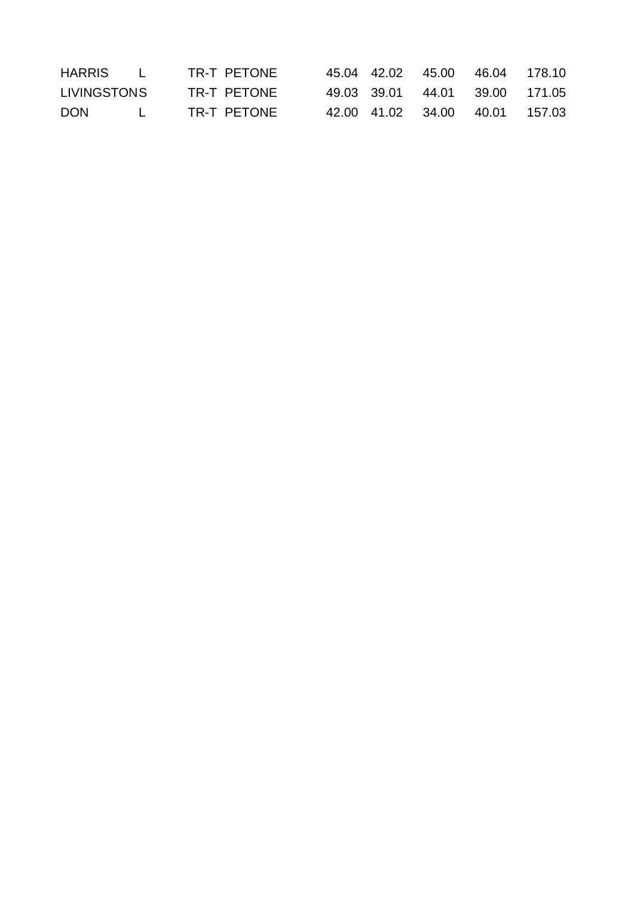| | | | | | | | | |
|---|---|---|---|---|---|---|---|---|
| HARRIS | L | TR-T | PETONE | 45.04 | 42.02 | 45.00 | 46.04 | 178.10 |
| LIVINGSTON | S | TR-T | PETONE | 49.03 | 39.01 | 44.01 | 39.00 | 171.05 |
| DON | L | TR-T | PETONE | 42.00 | 41.02 | 34.00 | 40.01 | 157.03 |